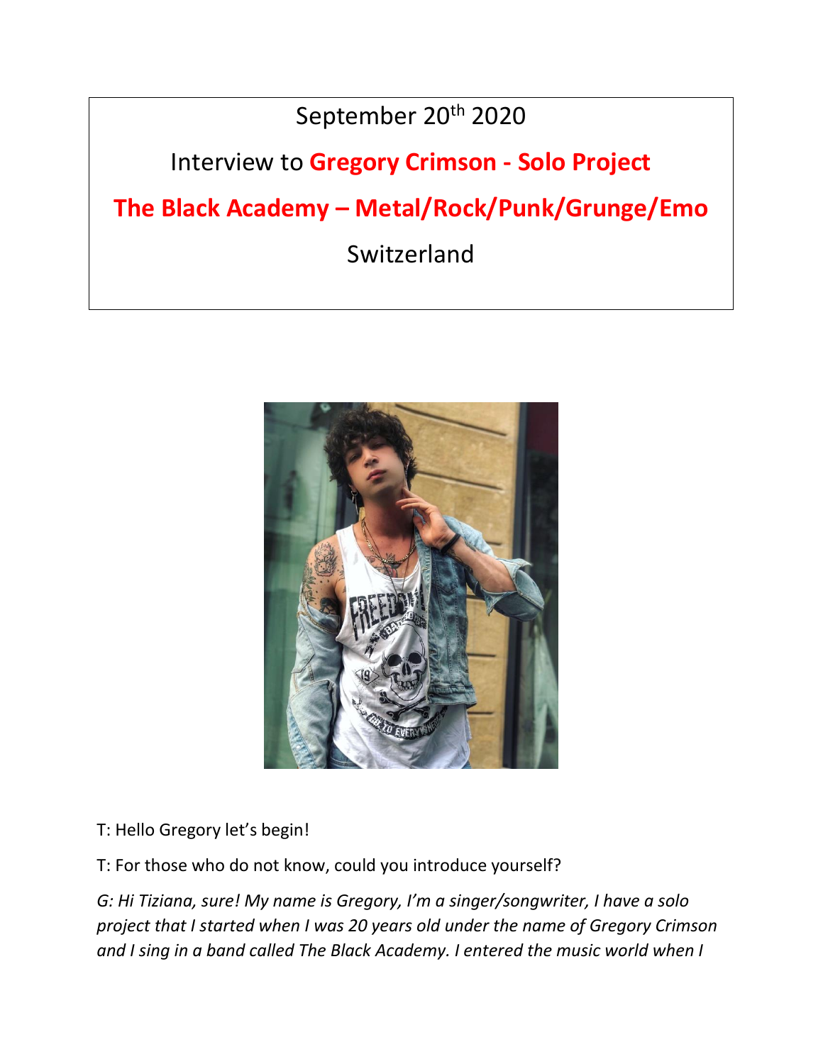September 20th 2020

Interview to **Gregory Crimson - Solo Project**

**The Black Academy – Metal/Rock/Punk/Grunge/Emo**

Switzerland

T: Hello Gregory let's begin!

T: For those who do not know, could you introduce yourself?

*G: Hi Tiziana, sure! My name is Gregory, I'm a singer/songwriter, I have a solo project that I started when I was 20 years old under the name of Gregory Crimson and I sing in a band called The Black Academy. I entered the music world when I*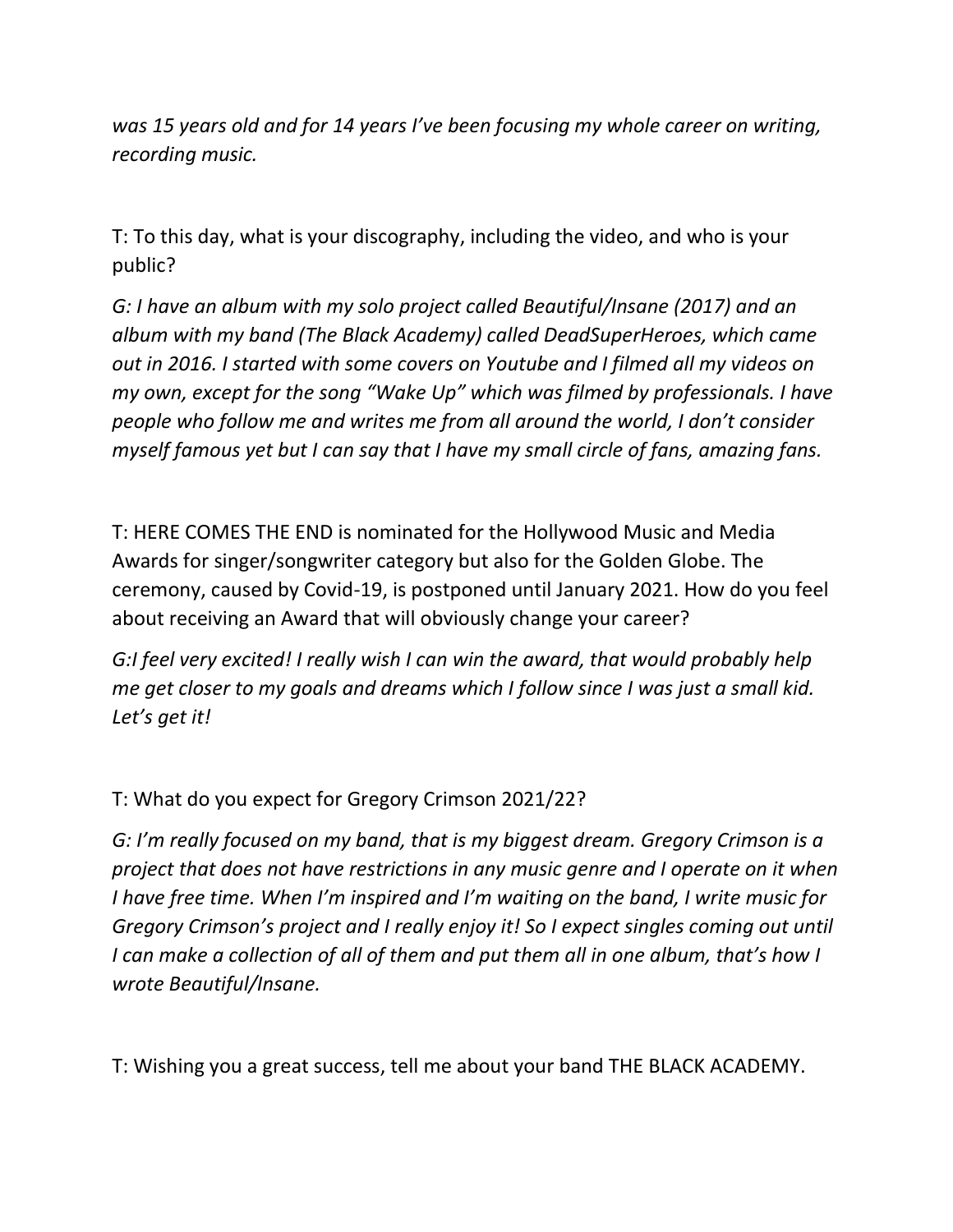*was 15 years old and for 14 years I've been focusing my whole career on writing, recording music.*

T: To this day, what is your discography, including the video, and who is your public?

*G: I have an album with my solo project called Beautiful/Insane (2017) and an album with my band (The Black Academy) called DeadSuperHeroes, which came out in 2016. I started with some covers on Youtube and I filmed all my videos on my own, except for the song "Wake Up" which was filmed by professionals. I have people who follow me and writes me from all around the world, I don't consider myself famous yet but I can say that I have my small circle of fans, amazing fans.*

T: HERE COMES THE END is nominated for the Hollywood Music and Media Awards for singer/songwriter category but also for the Golden Globe. The ceremony, caused by Covid-19, is postponed until January 2021. How do you feel about receiving an Award that will obviously change your career?

*G:I feel very excited! I really wish I can win the award, that would probably help me get closer to my goals and dreams which I follow since I was just a small kid. Let's get it!*

T: What do you expect for Gregory Crimson 2021/22?

*G: I'm really focused on my band, that is my biggest dream. Gregory Crimson is a project that does not have restrictions in any music genre and I operate on it when I have free time. When I'm inspired and I'm waiting on the band, I write music for Gregory Crimson's project and I really enjoy it! So I expect singles coming out until I can make a collection of all of them and put them all in one album, that's how I wrote Beautiful/Insane.*

T: Wishing you a great success, tell me about your band THE BLACK ACADEMY.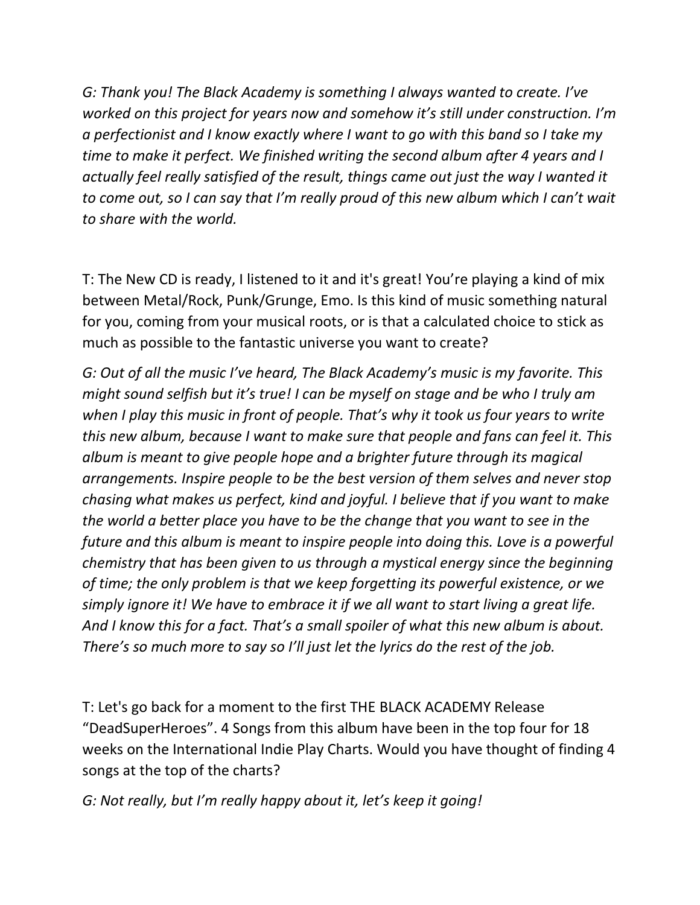*G: Thank you! The Black Academy is something I always wanted to create. I've worked on this project for years now and somehow it's still under construction. I'm a perfectionist and I know exactly where I want to go with this band so I take my time to make it perfect. We finished writing the second album after 4 years and I actually feel really satisfied of the result, things came out just the way I wanted it to come out, so I can say that I'm really proud of this new album which I can't wait to share with the world.*

T: The New CD is ready, I listened to it and it's great! You're playing a kind of mix between Metal/Rock, Punk/Grunge, Emo. Is this kind of music something natural for you, coming from your musical roots, or is that a calculated choice to stick as much as possible to the fantastic universe you want to create?

*G: Out of all the music I've heard, The Black Academy's music is my favorite. This might sound selfish but it's true! I can be myself on stage and be who I truly am when I play this music in front of people. That's why it took us four years to write this new album, because I want to make sure that people and fans can feel it. This album is meant to give people hope and a brighter future through its magical arrangements. Inspire people to be the best version of them selves and never stop chasing what makes us perfect, kind and joyful. I believe that if you want to make the world a better place you have to be the change that you want to see in the future and this album is meant to inspire people into doing this. Love is a powerful chemistry that has been given to us through a mystical energy since the beginning of time; the only problem is that we keep forgetting its powerful existence, or we simply ignore it! We have to embrace it if we all want to start living a great life. And I know this for a fact. That's a small spoiler of what this new album is about. There's so much more to say so I'll just let the lyrics do the rest of the job.*

T: Let's go back for a moment to the first THE BLACK ACADEMY Release "DeadSuperHeroes". 4 Songs from this album have been in the top four for 18 weeks on the International Indie Play Charts. Would you have thought of finding 4 songs at the top of the charts?

*G: Not really, but I'm really happy about it, let's keep it going!*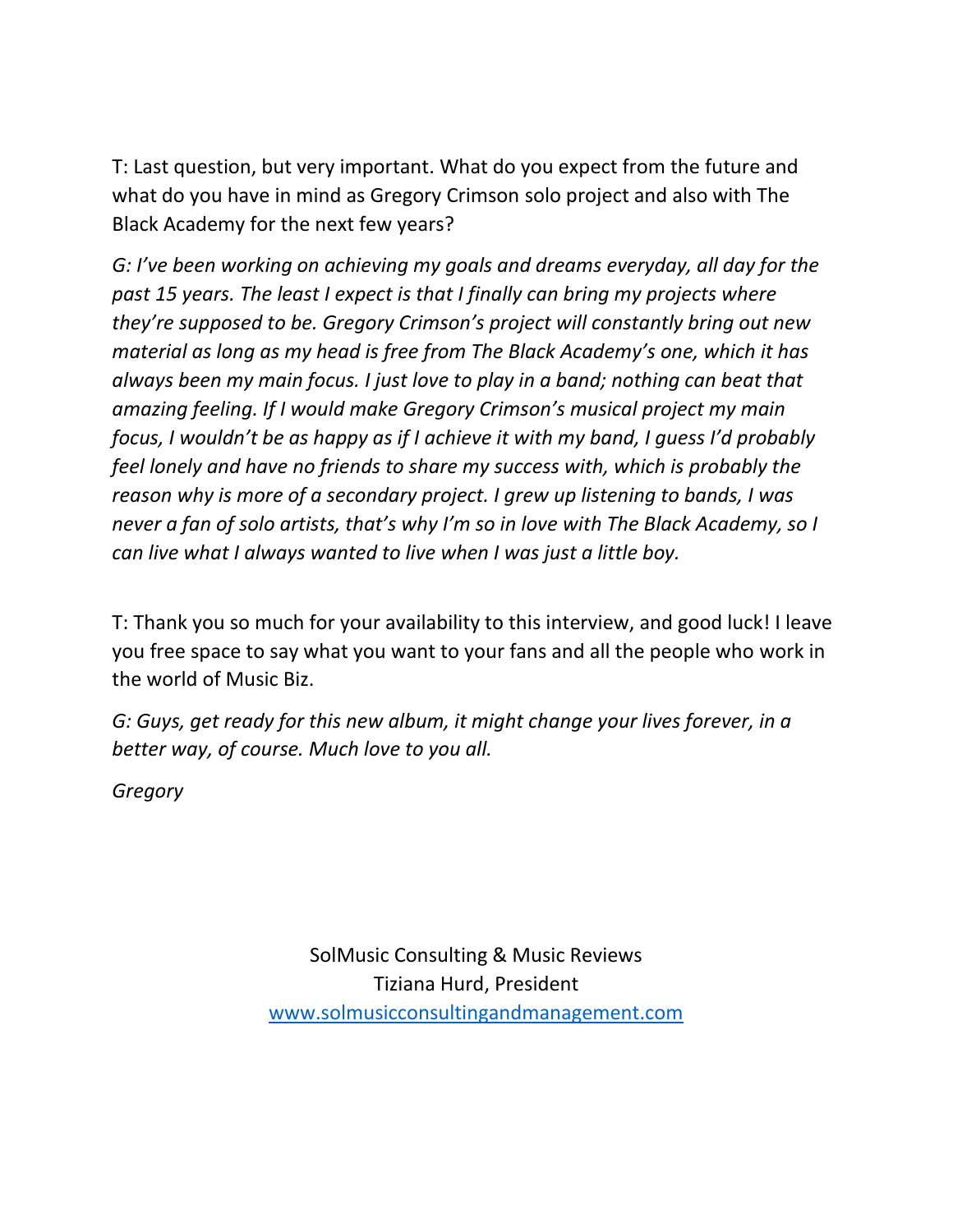T: Last question, but very important. What do you expect from the future and what do you have in mind as Gregory Crimson solo project and also with The Black Academy for the next few years?

*G: I've been working on achieving my goals and dreams everyday, all day for the past 15 years. The least I expect is that I finally can bring my projects where they're supposed to be. Gregory Crimson's project will constantly bring out new material as long as my head is free from The Black Academy's one, which it has always been my main focus. I just love to play in a band; nothing can beat that amazing feeling. If I would make Gregory Crimson's musical project my main focus, I wouldn't be as happy as if I achieve it with my band, I guess I'd probably feel lonely and have no friends to share my success with, which is probably the reason why is more of a secondary project. I grew up listening to bands, I was never a fan of solo artists, that's why I'm so in love with The Black Academy, so I can live what I always wanted to live when I was just a little boy.*

T: Thank you so much for your availability to this interview, and good luck! I leave you free space to say what you want to your fans and all the people who work in the world of Music Biz.

*G: Guys, get ready for this new album, it might change your lives forever, in a better way, of course. Much love to you all.*

*Gregory*

SolMusic Consulting & Music Reviews
Tiziana Hurd, President
www.solmusicconsultingandmanagement.com